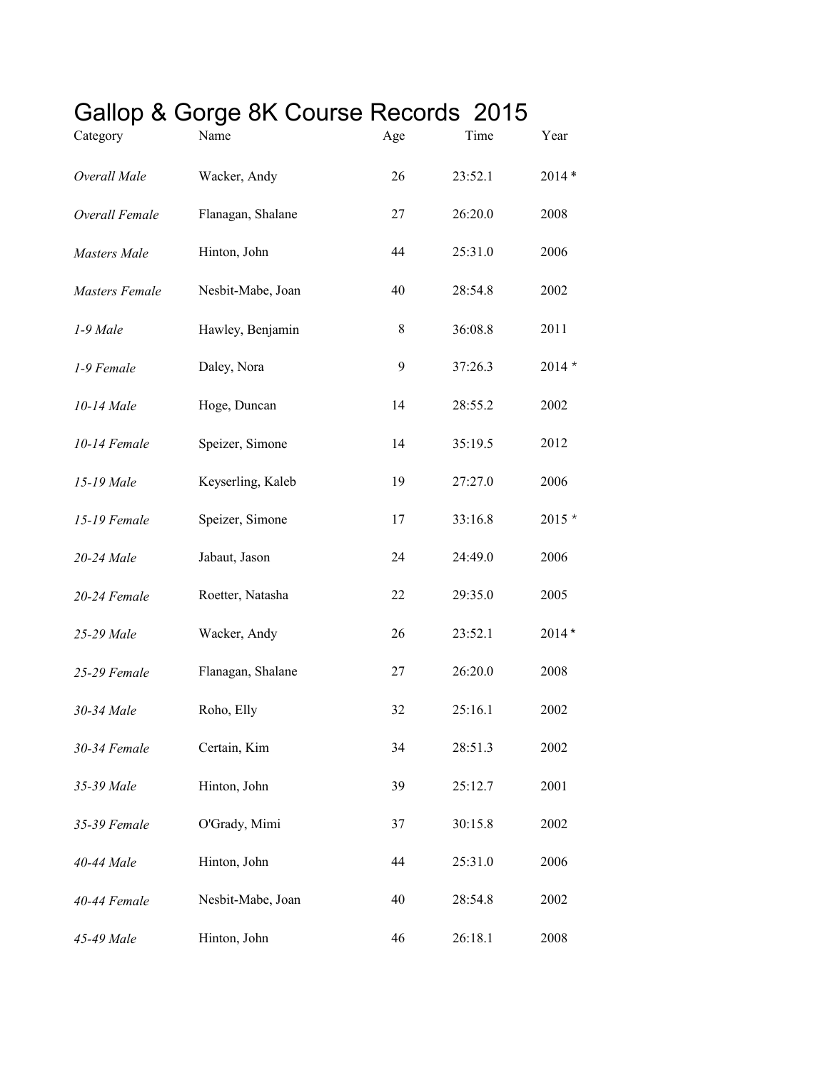# Gallop & Gorge 8K Course Records  2015

| Category | Name | Age | Time | Year |
|---|---|---|---|---|
| *Overall Male* | Wacker, Andy | 26 | 23:52.1 | 2014 * |
| *Overall Female* | Flanagan, Shalane | 27 | 26:20.0 | 2008 |
| *Masters Male* | Hinton, John | 44 | 25:31.0 | 2006 |
| *Masters Female* | Nesbit-Mabe, Joan | 40 | 28:54.8 | 2002 |
| *1-9 Male* | Hawley, Benjamin | 8 | 36:08.8 | 2011 |
| *1-9 Female* | Daley, Nora | 9 | 37:26.3 | 2014 * |
| *10-14 Male* | Hoge, Duncan | 14 | 28:55.2 | 2002 |
| *10-14 Female* | Speizer, Simone | 14 | 35:19.5 | 2012 |
| *15-19 Male* | Keyserling, Kaleb | 19 | 27:27.0 | 2006 |
| *15-19 Female* | Speizer, Simone | 17 | 33:16.8 | 2015 * |
| *20-24 Male* | Jabaut, Jason | 24 | 24:49.0 | 2006 |
| *20-24 Female* | Roetter, Natasha | 22 | 29:35.0 | 2005 |
| *25-29 Male* | Wacker, Andy | 26 | 23:52.1 | 2014 * |
| *25-29 Female* | Flanagan, Shalane | 27 | 26:20.0 | 2008 |
| *30-34 Male* | Roho, Elly | 32 | 25:16.1 | 2002 |
| *30-34 Female* | Certain, Kim | 34 | 28:51.3 | 2002 |
| *35-39 Male* | Hinton, John | 39 | 25:12.7 | 2001 |
| *35-39 Female* | O'Grady, Mimi | 37 | 30:15.8 | 2002 |
| *40-44 Male* | Hinton, John | 44 | 25:31.0 | 2006 |
| *40-44 Female* | Nesbit-Mabe, Joan | 40 | 28:54.8 | 2002 |
| *45-49 Male* | Hinton, John | 46 | 26:18.1 | 2008 |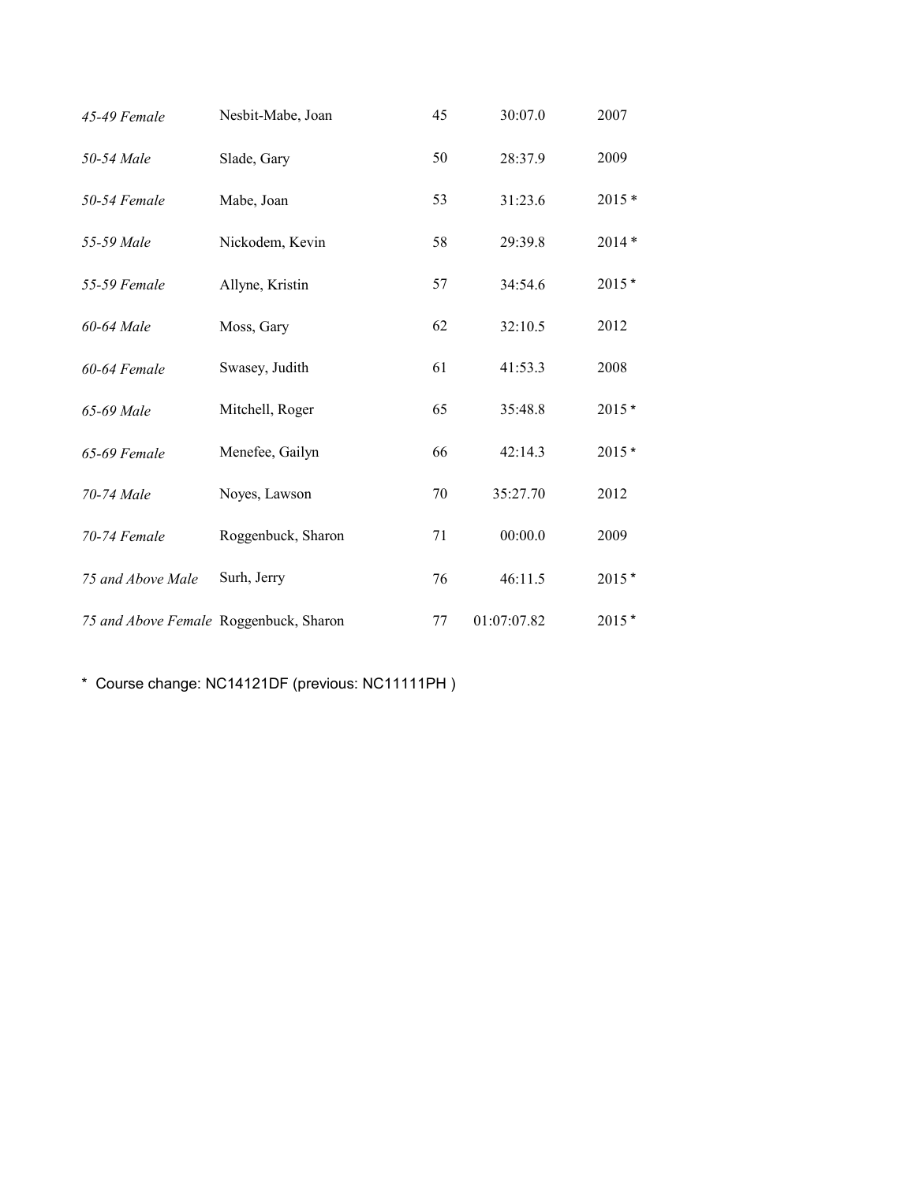| | | | | |
|---|---|---|---|---|
| *45-49 Female* | Nesbit-Mabe, Joan | 45 | 30:07.0 | 2007 |
| *50-54 Male* | Slade, Gary | 50 | 28:37.9 | 2009 |
| *50-54 Female* | Mabe, Joan | 53 | 31:23.6 | 2015 * |
| *55-59 Male* | Nickodem, Kevin | 58 | 29:39.8 | 2014 * |
| *55-59 Female* | Allyne, Kristin | 57 | 34:54.6 | 2015 * |
| *60-64 Male* | Moss, Gary | 62 | 32:10.5 | 2012 |
| *60-64 Female* | Swasey, Judith | 61 | 41:53.3 | 2008 |
| *65-69 Male* | Mitchell, Roger | 65 | 35:48.8 | 2015 * |
| *65-69 Female* | Menefee, Gailyn | 66 | 42:14.3 | 2015 * |
| *70-74 Male* | Noyes, Lawson | 70 | 35:27.70 | 2012 |
| *70-74 Female* | Roggenbuck, Sharon | 71 | 00:00.0 | 2009 |
| *75 and Above Male* | Surh, Jerry | 76 | 46:11.5 | 2015 * |
| *75 and Above Female* | Roggenbuck, Sharon | 77 | 01:07:07.82 | 2015 * |

* Course change: NC14121DF (previous: NC11111PH )